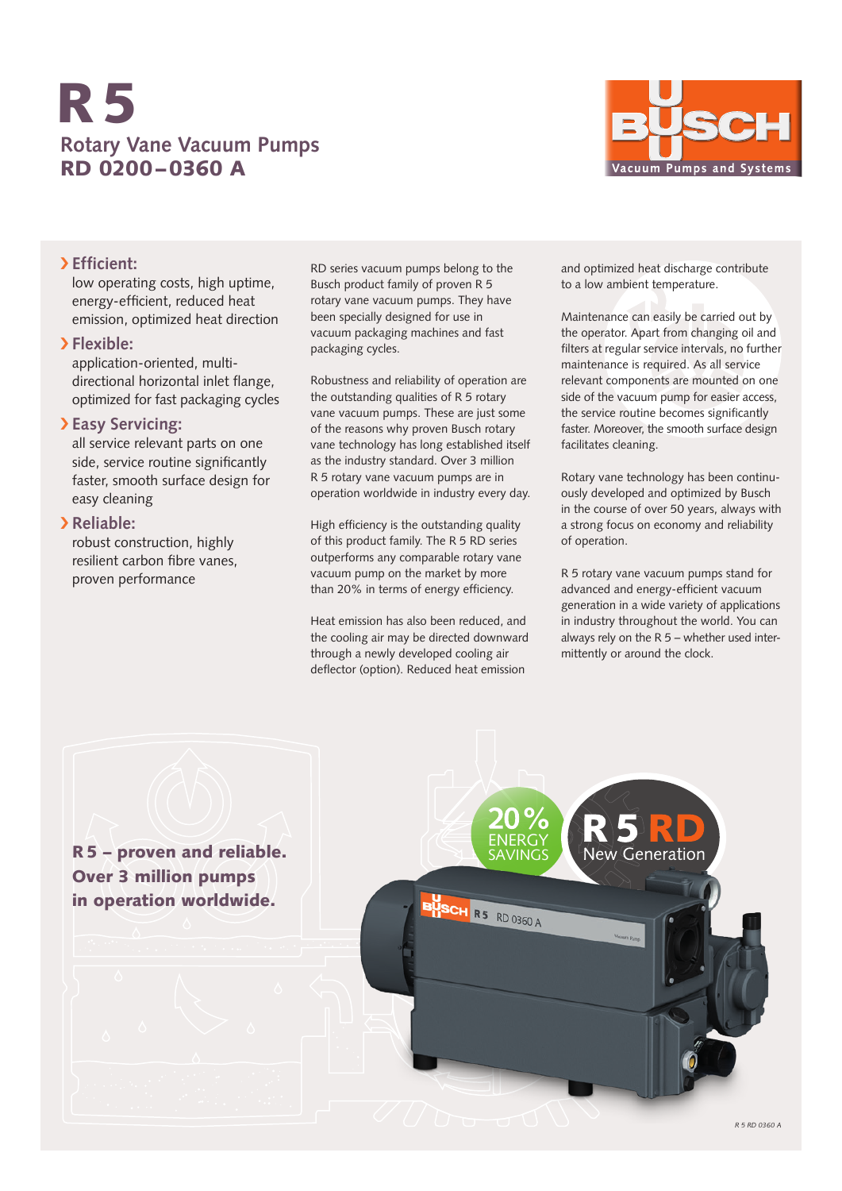# R 5

## Rotary Vane Vacuum Pumps
## RD 0200 – 0360 A

BUSCH
Vacuum Pumps and Systems

**› Efficient:**
low operating costs, high uptime, energy-efficient, reduced heat emission, optimized heat direction

**› Flexible:**
application-oriented, multi-directional horizontal inlet flange, optimized for fast packaging cycles

**› Easy Servicing:**
all service relevant parts on one side, service routine significantly faster, smooth surface design for easy cleaning

**› Reliable:**
robust construction, highly resilient carbon fibre vanes, proven performance

RD series vacuum pumps belong to the Busch product family of proven R 5 rotary vane vacuum pumps. They have been specially designed for use in vacuum packaging machines and fast packaging cycles.

Robustness and reliability of operation are the outstanding qualities of R 5 rotary vane vacuum pumps. These are just some of the reasons why proven Busch rotary vane technology has long established itself as the industry standard. Over 3 million R 5 rotary vane vacuum pumps are in operation worldwide in industry every day.

High efficiency is the outstanding quality of this product family. The R 5 RD series outperforms any comparable rotary vane vacuum pump on the market by more than 20% in terms of energy efficiency.

Heat emission has also been reduced, and the cooling air may be directed downward through a newly developed cooling air deflector (option). Reduced heat emission and optimized heat discharge contribute to a low ambient temperature.

Maintenance can easily be carried out by the operator. Apart from changing oil and filters at regular service intervals, no further maintenance is required. As all service relevant components are mounted on one side of the vacuum pump for easier access, the service routine becomes significantly faster. Moreover, the smooth surface design facilitates cleaning.

Rotary vane technology has been continuously developed and optimized by Busch in the course of over 50 years, always with a strong focus on economy and reliability of operation.

R 5 rotary vane vacuum pumps stand for advanced and energy-efficient vacuum generation in a wide variety of applications in industry throughout the world. You can always rely on the R 5 – whether used intermittently or around the clock.

**R 5 – proven and reliable. Over 3 million pumps in operation worldwide.**

20 % ENERGY SAVINGS

R 5 RD New Generation

*R 5 RD 0360 A*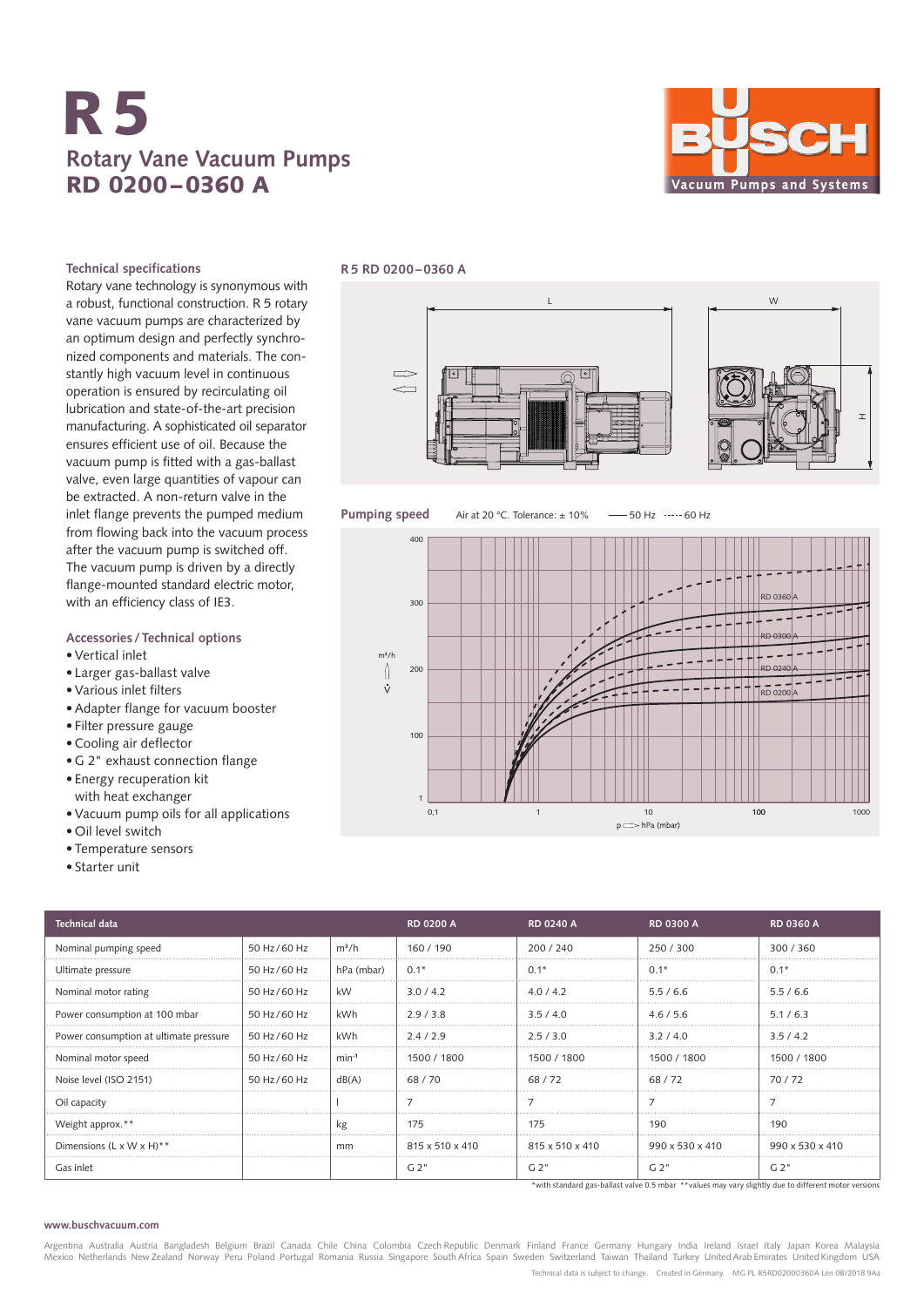# R 5

## Rotary Vane Vacuum Pumps
## RD 0200 – 0360 A

BUSCH Vacuum Pumps and Systems

### Technical specifications

Rotary vane technology is synonymous with a robust, functional construction. R 5 rotary vane vacuum pumps are characterized by an optimum design and perfectly synchronized components and materials. The constantly high vacuum level in continuous operation is ensured by recirculating oil lubrication and state-of-the-art precision manufacturing. A sophisticated oil separator ensures efficient use of oil. Because the vacuum pump is fitted with a gas-ballast valve, even large quantities of vapour can be extracted. A non-return valve in the inlet flange prevents the pumped medium from flowing back into the vacuum process after the vacuum pump is switched off. The vacuum pump is driven by a directly flange-mounted standard electric motor, with an efficiency class of IE3.

### Accessories / Technical options

- Vertical inlet
- Larger gas-ballast valve
- Various inlet filters
- Adapter flange for vacuum booster
- Filter pressure gauge
- Cooling air deflector
- G 2" exhaust connection flange
- Energy recuperation kit with heat exchanger
- Vacuum pump oils for all applications
- Oil level switch
- Temperature sensors
- Starter unit

### R 5 RD 0200 – 0360 A

L W H

### Pumping speed

Air at 20 °C. Tolerance: ± 10% —— 50 Hz ----- 60 Hz

m³/h V̇

400 300 200 100 1

0,1 1 10 100 1000

p ⟹ hPa (mbar)

RD 0360 A RD 0300 A RD 0240 A RD 0200 A

| Technical data | | | RD 0200 A | RD 0240 A | RD 0300 A | RD 0360 A |
|---|---|---|---|---|---|---|
| Nominal pumping speed | 50 Hz / 60 Hz | m³/h | 160 / 190 | 200 / 240 | 250 / 300 | 300 / 360 |
| Ultimate pressure | 50 Hz / 60 Hz | hPa (mbar) | 0.1* | 0.1* | 0.1* | 0.1* |
| Nominal motor rating | 50 Hz / 60 Hz | kW | 3.0 / 4.2 | 4.0 / 4.2 | 5.5 / 6.6 | 5.5 / 6.6 |
| Power consumption at 100 mbar | 50 Hz / 60 Hz | kWh | 2.9 / 3.8 | 3.5 / 4.0 | 4.6 / 5.6 | 5.1 / 6.3 |
| Power consumption at ultimate pressure | 50 Hz / 60 Hz | kWh | 2.4 / 2.9 | 2.5 / 3.0 | 3.2 / 4.0 | 3.5 / 4.2 |
| Nominal motor speed | 50 Hz / 60 Hz | min⁻¹ | 1500 / 1800 | 1500 / 1800 | 1500 / 1800 | 1500 / 1800 |
| Noise level (ISO 2151) | 50 Hz / 60 Hz | dB(A) | 68 / 70 | 68 / 72 | 68 / 72 | 70 / 72 |
| Oil capacity | | l | 7 | 7 | 7 | 7 |
| Weight approx.** | | kg | 175 | 175 | 190 | 190 |
| Dimensions (L x W x H)** | | mm | 815 x 510 x 410 | 815 x 510 x 410 | 990 x 530 x 410 | 990 x 530 x 410 |
| Gas inlet | | | G 2" | G 2" | G 2" | G 2" |

*with standard gas-ballast valve 0.5 mbar **values may vary slightly due to different motor versions

www.buschvacuum.com

Argentina Australia Austria Bangladesh Belgium Brazil Canada Chile China Colombia Czech Republic Denmark Finland France Germany Hungary India Ireland Israel Italy Japan Korea Malaysia Mexico Netherlands New Zealand Norway Peru Poland Portugal Romania Russia Singapore South Africa Spain Sweden Switzerland Taiwan Thailand Turkey United Arab Emirates United Kingdom USA

Technical data is subject to change. Created in Germany. MG PL R5RD02000360A Len 08/2018 9Aa